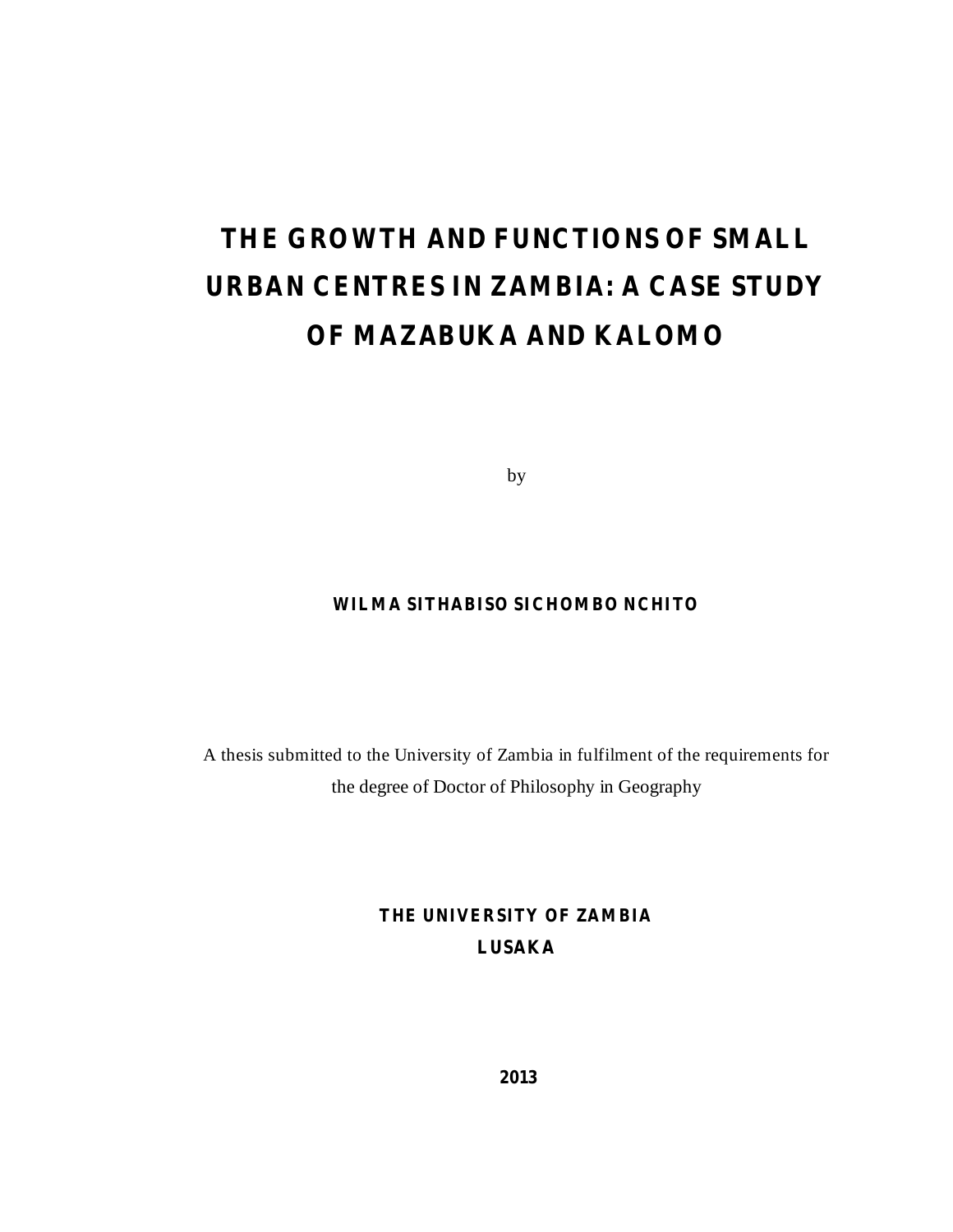# THE GROWTH AND FUNCTIONS OF SMALL URBAN CENTRES IN ZAMBIA: A CASE STUDY OF MAZABUKA AND KALOMO

by

**WILMA SITHABISO SICHOMBO NCHITO**

A thesis submitted to the University of Zambia in fulfilment of the requirements for the degree of Doctor of Philosophy in Geography

**THE UNIVERSITY OF ZAMBIA**
**LUSAKA**

**2013**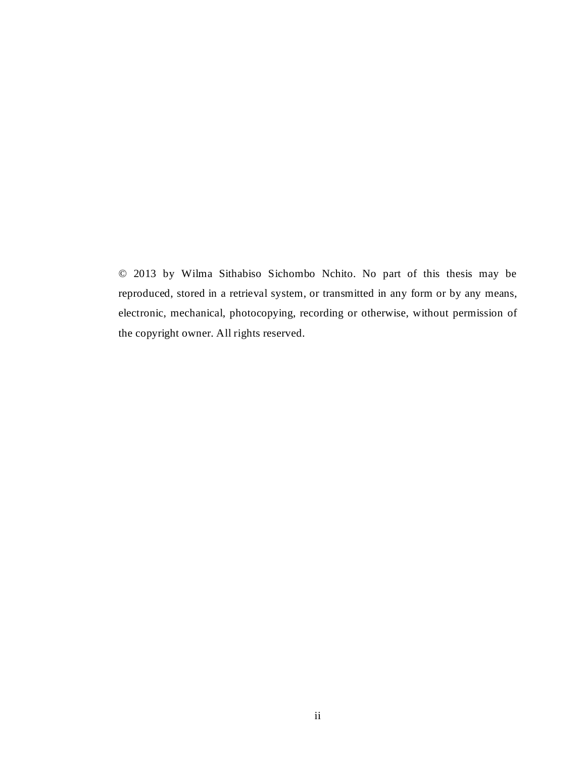© 2013 by Wilma Sithabiso Sichombo Nchito. No part of this thesis may be reproduced, stored in a retrieval system, or transmitted in any form or by any means, electronic, mechanical, photocopying, recording or otherwise, without permission of the copyright owner. All rights reserved.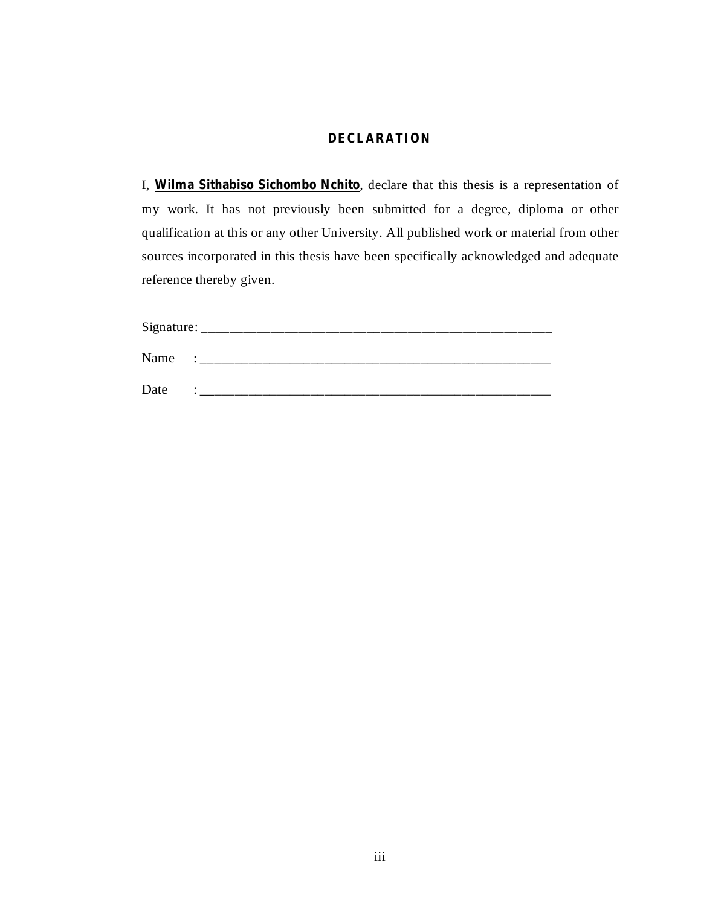## DECLARATION

I, **Wilma Sithabiso Sichombo Nchito**, declare that this thesis is a representation of my work. It has not previously been submitted for a degree, diploma or other qualification at this or any other University. All published work or material from other sources incorporated in this thesis have been specifically acknowledged and adequate reference thereby given.

Signature: ____________________________________________________

Name : ____________________________________________________

Date : ____________________________________________________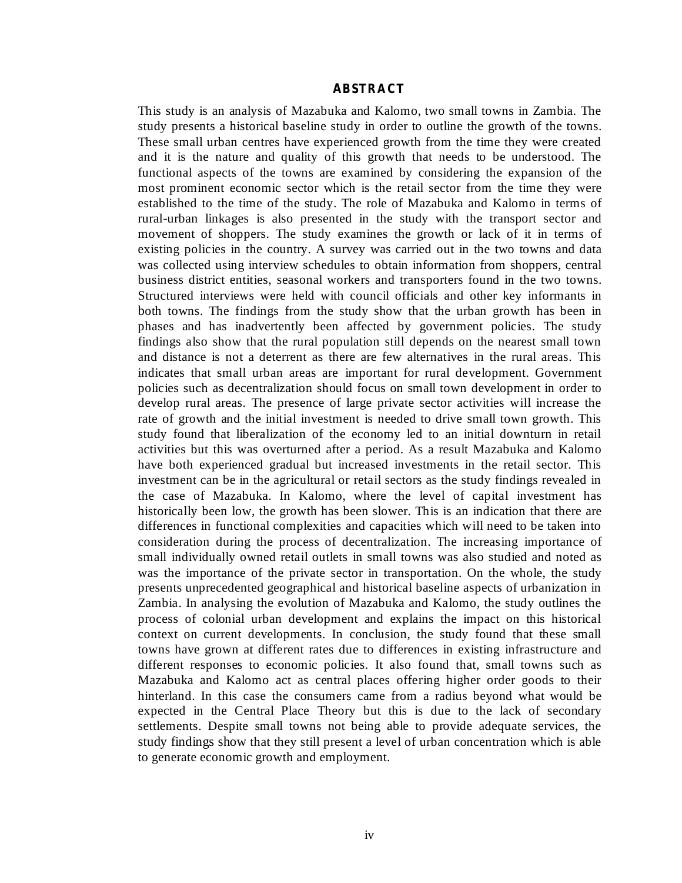## ABSTRACT

This study is an analysis of Mazabuka and Kalomo, two small towns in Zambia. The study presents a historical baseline study in order to outline the growth of the towns. These small urban centres have experienced growth from the time they were created and it is the nature and quality of this growth that needs to be understood. The functional aspects of the towns are examined by considering the expansion of the most prominent economic sector which is the retail sector from the time they were established to the time of the study. The role of Mazabuka and Kalomo in terms of rural-urban linkages is also presented in the study with the transport sector and movement of shoppers. The study examines the growth or lack of it in terms of existing policies in the country. A survey was carried out in the two towns and data was collected using interview schedules to obtain information from shoppers, central business district entities, seasonal workers and transporters found in the two towns. Structured interviews were held with council officials and other key informants in both towns. The findings from the study show that the urban growth has been in phases and has inadvertently been affected by government policies. The study findings also show that the rural population still depends on the nearest small town and distance is not a deterrent as there are few alternatives in the rural areas. This indicates that small urban areas are important for rural development. Government policies such as decentralization should focus on small town development in order to develop rural areas. The presence of large private sector activities will increase the rate of growth and the initial investment is needed to drive small town growth. This study found that liberalization of the economy led to an initial downturn in retail activities but this was overturned after a period. As a result Mazabuka and Kalomo have both experienced gradual but increased investments in the retail sector. This investment can be in the agricultural or retail sectors as the study findings revealed in the case of Mazabuka. In Kalomo, where the level of capital investment has historically been low, the growth has been slower. This is an indication that there are differences in functional complexities and capacities which will need to be taken into consideration during the process of decentralization. The increasing importance of small individually owned retail outlets in small towns was also studied and noted as was the importance of the private sector in transportation. On the whole, the study presents unprecedented geographical and historical baseline aspects of urbanization in Zambia. In analysing the evolution of Mazabuka and Kalomo, the study outlines the process of colonial urban development and explains the impact on this historical context on current developments. In conclusion, the study found that these small towns have grown at different rates due to differences in existing infrastructure and different responses to economic policies. It also found that, small towns such as Mazabuka and Kalomo act as central places offering higher order goods to their hinterland. In this case the consumers came from a radius beyond what would be expected in the Central Place Theory but this is due to the lack of secondary settlements. Despite small towns not being able to provide adequate services, the study findings show that they still present a level of urban concentration which is able to generate economic growth and employment.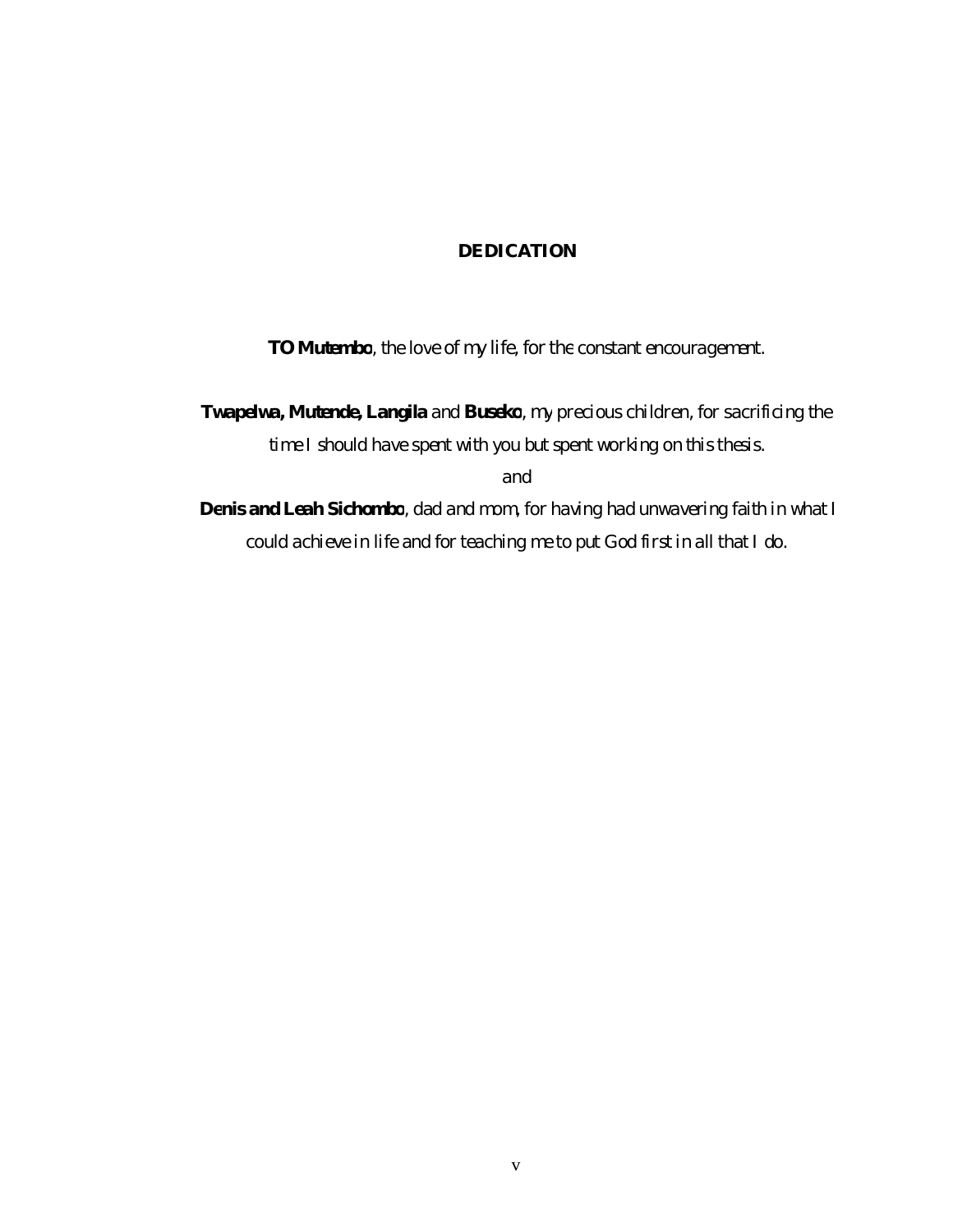# DEDICATION

**TO Mutembo**, the love of my life, for the constant encouragement.

**Twapelwa, Mutende, Langila** and **Buseko**, my precious children, for sacrificing the time I should have spent with you but spent working on this thesis.

and

**Denis and Leah Sichombo**, dad and mom, for having had unwavering faith in what I could achieve in life and for teaching me to put God first in all that I do.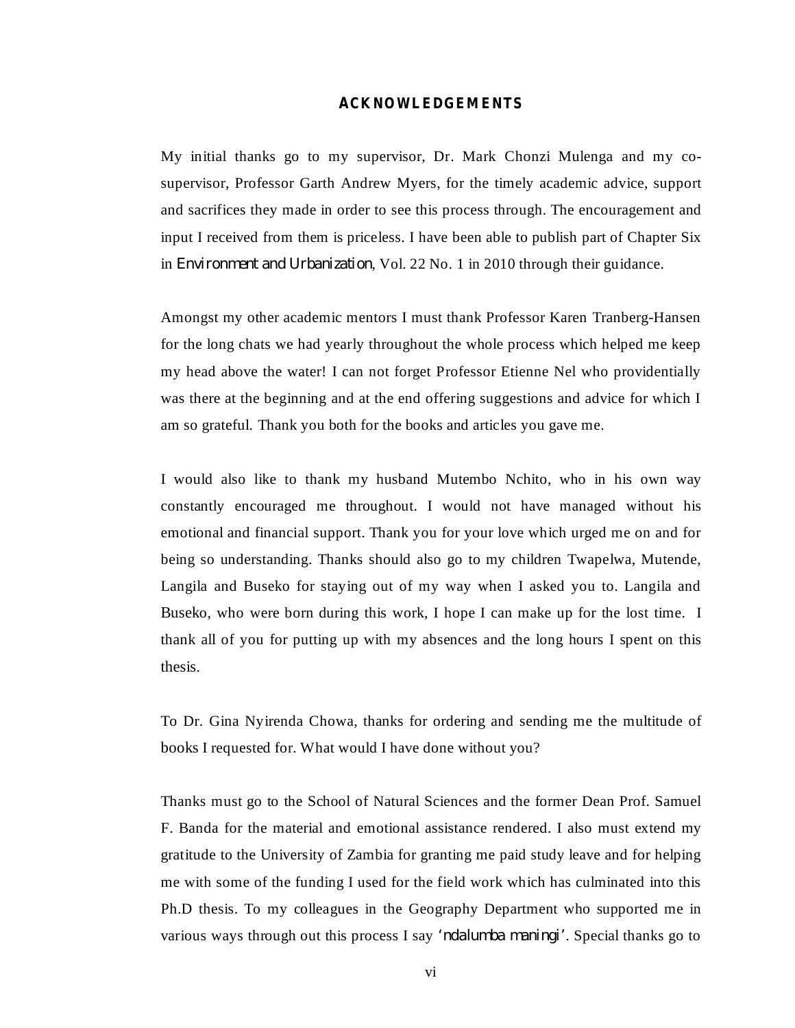## ACKNOWLEDGEMENTS

My initial thanks go to my supervisor, Dr. Mark Chonzi Mulenga and my co-supervisor, Professor Garth Andrew Myers, for the timely academic advice, support and sacrifices they made in order to see this process through. The encouragement and input I received from them is priceless. I have been able to publish part of Chapter Six in *Environment and Urbanization*, Vol. 22 No. 1 in 2010 through their guidance.

Amongst my other academic mentors I must thank Professor Karen Tranberg-Hansen for the long chats we had yearly throughout the whole process which helped me keep my head above the water! I can not forget Professor Etienne Nel who providentially was there at the beginning and at the end offering suggestions and advice for which I am so grateful. Thank you both for the books and articles you gave me.

I would also like to thank my husband Mutembo Nchito, who in his own way constantly encouraged me throughout. I would not have managed without his emotional and financial support. Thank you for your love which urged me on and for being so understanding. Thanks should also go to my children Twapelwa, Mutende, Langila and Buseko for staying out of my way when I asked you to. Langila and Buseko, who were born during this work, I hope I can make up for the lost time. I thank all of you for putting up with my absences and the long hours I spent on this thesis.

To Dr. Gina Nyirenda Chowa, thanks for ordering and sending me the multitude of books I requested for. What would I have done without you?

Thanks must go to the School of Natural Sciences and the former Dean Prof. Samuel F. Banda for the material and emotional assistance rendered. I also must extend my gratitude to the University of Zambia for granting me paid study leave and for helping me with some of the funding I used for the field work which has culminated into this Ph.D thesis. To my colleagues in the Geography Department who supported me in various ways through out this process I say *'ndalumba maningi'*. Special thanks go to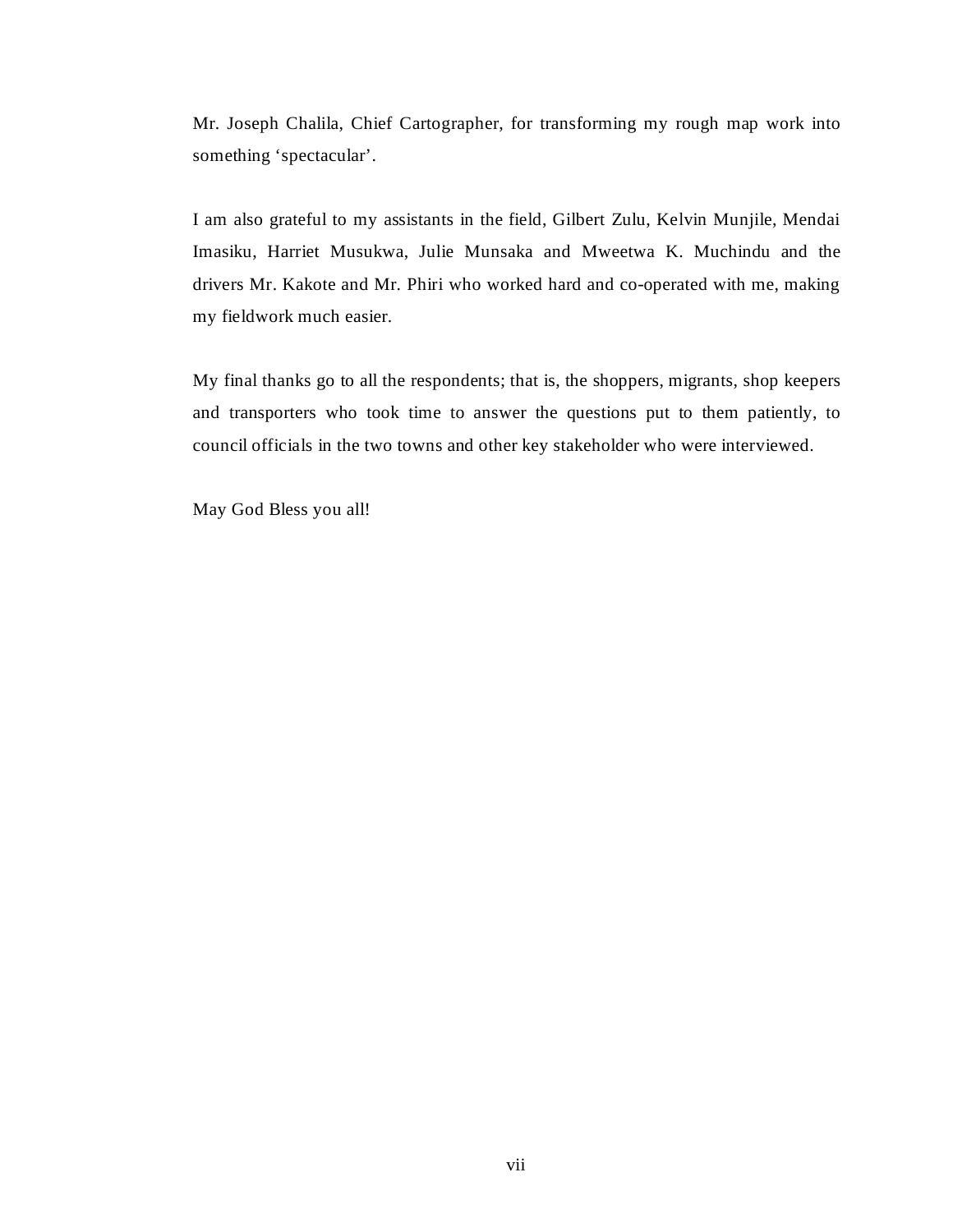Mr. Joseph Chalila, Chief Cartographer, for transforming my rough map work into something ‘spectacular’.

I am also grateful to my assistants in the field, Gilbert Zulu, Kelvin Munjile, Mendai Imasiku, Harriet Musukwa, Julie Munsaka and Mweetwa K. Muchindu and the drivers Mr. Kakote and Mr. Phiri who worked hard and co-operated with me, making my fieldwork much easier.

My final thanks go to all the respondents; that is, the shoppers, migrants, shop keepers and transporters who took time to answer the questions put to them patiently, to council officials in the two towns and other key stakeholder who were interviewed.

May God Bless you all!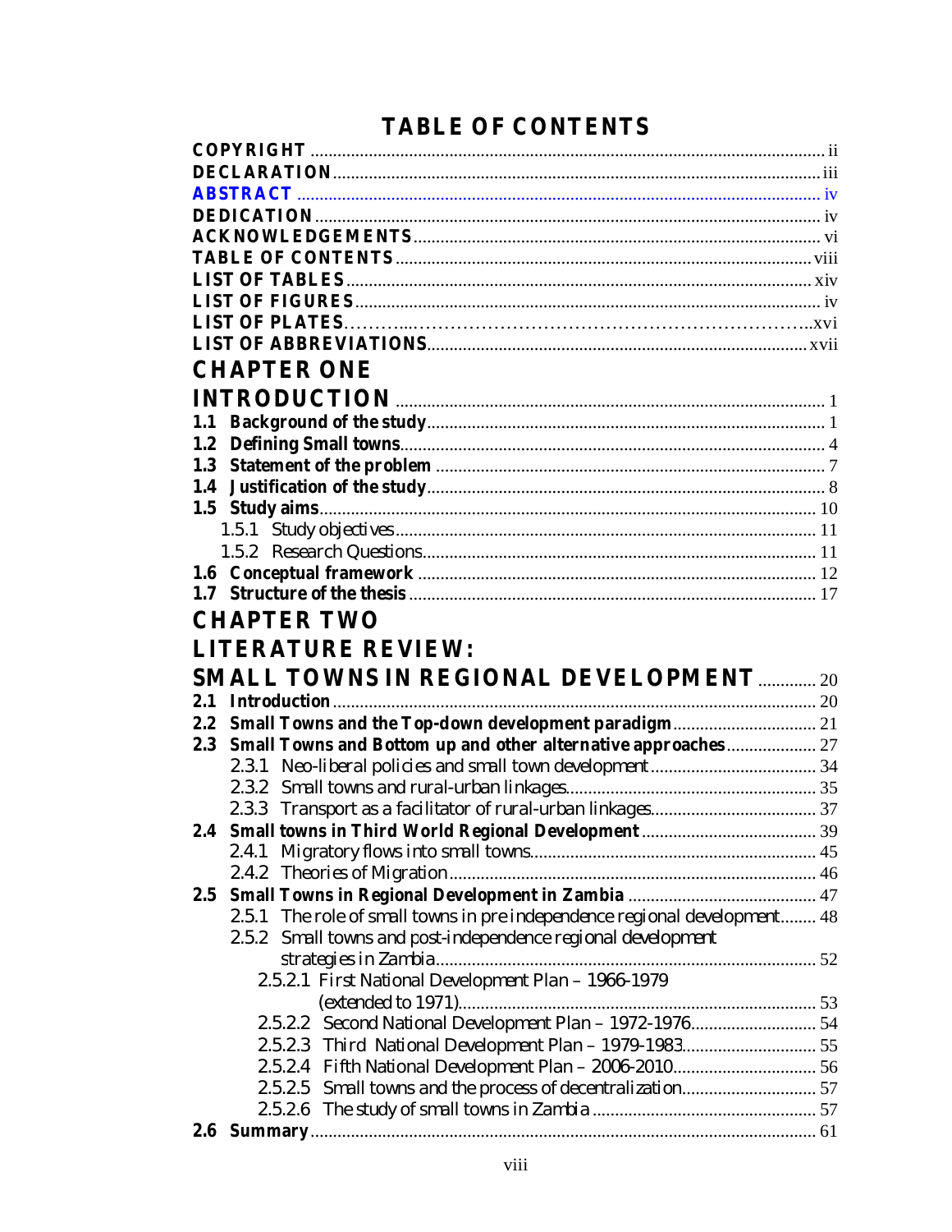# TABLE OF CONTENTS

**COPYRIGHT** ..... ii
**DECLARATION** ..... iii
**ABSTRACT** ..... iv
**DEDICATION** ..... iv
**ACKNOWLEDGEMENTS** ..... vi
**TABLE OF CONTENTS** ..... viii
**LIST OF TABLES** ..... xiv
**LIST OF FIGURES** ..... iv
**LIST OF PLATES** ..... xvi
**LIST OF ABBREVIATIONS** ..... xvii

## CHAPTER ONE

## INTRODUCTION ..... 1

**1.1 Background of the study** ..... 1
**1.2 Defining Small towns** ..... 4
**1.3 Statement of the problem** ..... 7
**1.4 Justification of the study** ..... 8
**1.5 Study aims** ..... 10
- 1.5.1 Study objectives ..... 11
- 1.5.2 Research Questions ..... 11

**1.6 Conceptual framework** ..... 12
**1.7 Structure of the thesis** ..... 17

## CHAPTER TWO

## LITERATURE REVIEW:

## SMALL TOWNS IN REGIONAL DEVELOPMENT ..... 20

**2.1 Introduction** ..... 20
**2.2 Small Towns and the Top-down development paradigm** ..... 21
**2.3 Small Towns and Bottom up and other alternative approaches** ..... 27
- 2.3.1 Neo-liberal policies and small town development ..... 34
- 2.3.2 Small towns and rural-urban linkages ..... 35
- 2.3.3 Transport as a facilitator of rural-urban linkages ..... 37

**2.4 Small towns in Third World Regional Development** ..... 39
- 2.4.1 Migratory flows into small towns ..... 45
- 2.4.2 Theories of Migration ..... 46

**2.5 Small Towns in Regional Development in Zambia** ..... 47
- 2.5.1 The role of small towns in pre independence regional development ..... 48
- 2.5.2 Small towns and post-independence regional development strategies in Zambia ..... 52
  - 2.5.2.1 First National Development Plan – 1966-1979 (extended to 1971) ..... 53
  - 2.5.2.2 Second National Development Plan – 1972-1976 ..... 54
  - 2.5.2.3 Third National Development Plan – 1979-1983 ..... 55
  - 2.5.2.4 Fifth National Development Plan – 2006-2010 ..... 56
  - 2.5.2.5 Small towns and the process of decentralization ..... 57
  - 2.5.2.6 The study of small towns in Zambia ..... 57

**2.6 Summary** ..... 61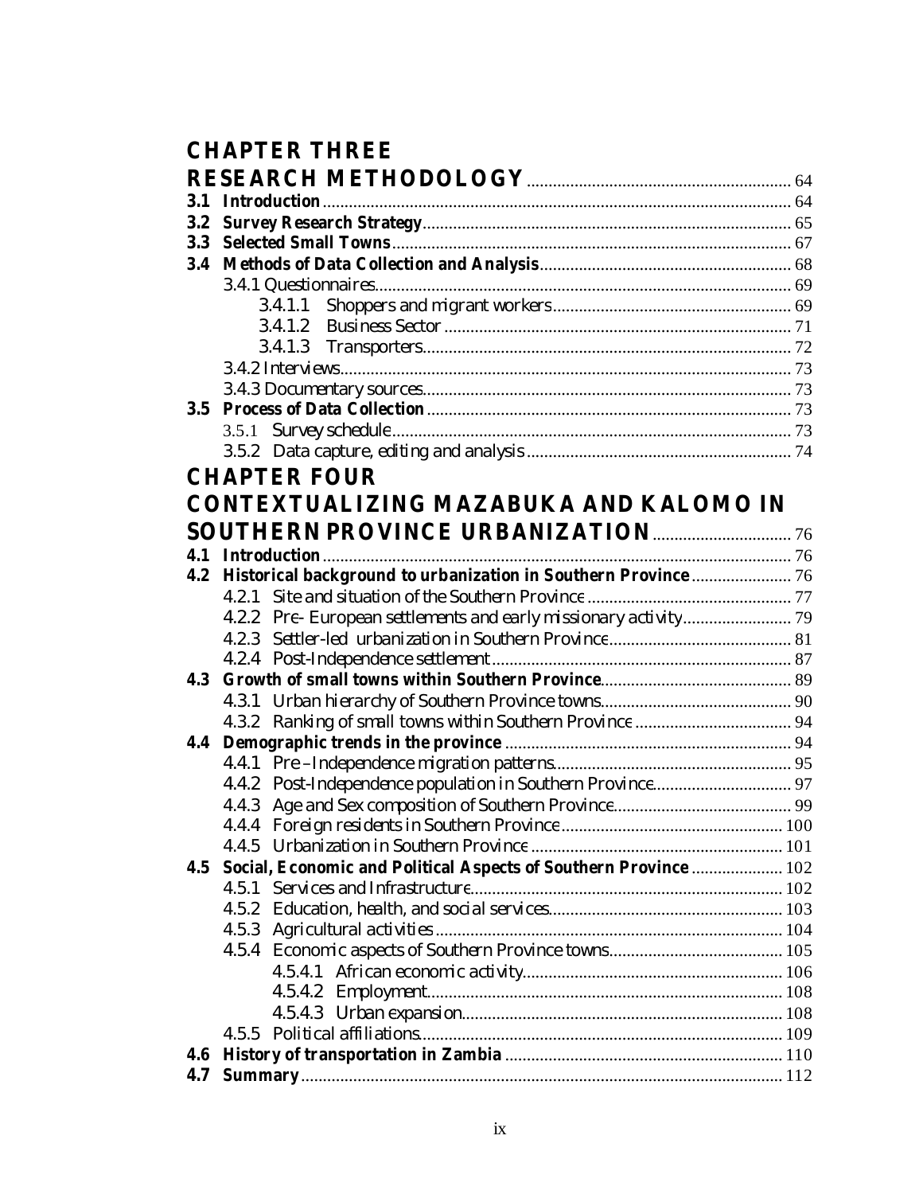**CHAPTER THREE**

**RESEARCH METHODOLOGY** ........................................................ 64

**3.1 Introduction** ........................................................ 64

**3.2 Survey Research Strategy** ........................................................ 65

**3.3 Selected Small Towns** ........................................................ 67

**3.4 Methods of Data Collection and Analysis** ........................................................ 68

3.4.1 Questionnaires ........................................................ 69

3.4.1.1 Shoppers and migrant workers ........................................................ 69

3.4.1.2 Business Sector ........................................................ 71

3.4.1.3 Transporters ........................................................ 72

3.4.2 Interviews ........................................................ 73

3.4.3 Documentary sources ........................................................ 73

**3.5 Process of Data Collection** ........................................................ 73

3.5.1 Survey schedule ........................................................ 73

3.5.2 Data capture, editing and analysis ........................................................ 74

**CHAPTER FOUR**

**CONTEXTUALIZING MAZABUKA AND KALOMO IN SOUTHERN PROVINCE URBANIZATION** ........................................................ 76

**4.1 Introduction** ........................................................ 76

**4.2 Historical background to urbanization in Southern Province** ........................................................ 76

4.2.1 Site and situation of the Southern Province ........................................................ 77

4.2.2 Pre- European settlements and early missionary activity ........................................................ 79

4.2.3 Settler-led urbanization in Southern Province ........................................................ 81

4.2.4 Post-Independence settlement ........................................................ 87

**4.3 Growth of small towns within Southern Province** ........................................................ 89

4.3.1 Urban hierarchy of Southern Province towns ........................................................ 90

4.3.2 Ranking of small towns within Southern Province ........................................................ 94

**4.4 Demographic trends in the province** ........................................................ 94

4.4.1 Pre –Independence migration patterns ........................................................ 95

4.4.2 Post-Independence population in Southern Province ........................................................ 97

4.4.3 Age and Sex composition of Southern Province ........................................................ 99

4.4.4 Foreign residents in Southern Province ........................................................ 100

4.4.5 Urbanization in Southern Province ........................................................ 101

**4.5 Social, Economic and Political Aspects of Southern Province** ........................................................ 102

4.5.1 Services and Infrastructure ........................................................ 102

4.5.2 Education, health, and social services ........................................................ 103

4.5.3 Agricultural activities ........................................................ 104

4.5.4 Economic aspects of Southern Province towns ........................................................ 105

4.5.4.1 African economic activity ........................................................ 106

4.5.4.2 Employment ........................................................ 108

4.5.4.3 Urban expansion ........................................................ 108

4.5.5 Political affiliations ........................................................ 109

**4.6 History of transportation in Zambia** ........................................................ 110

**4.7 Summary** ........................................................ 112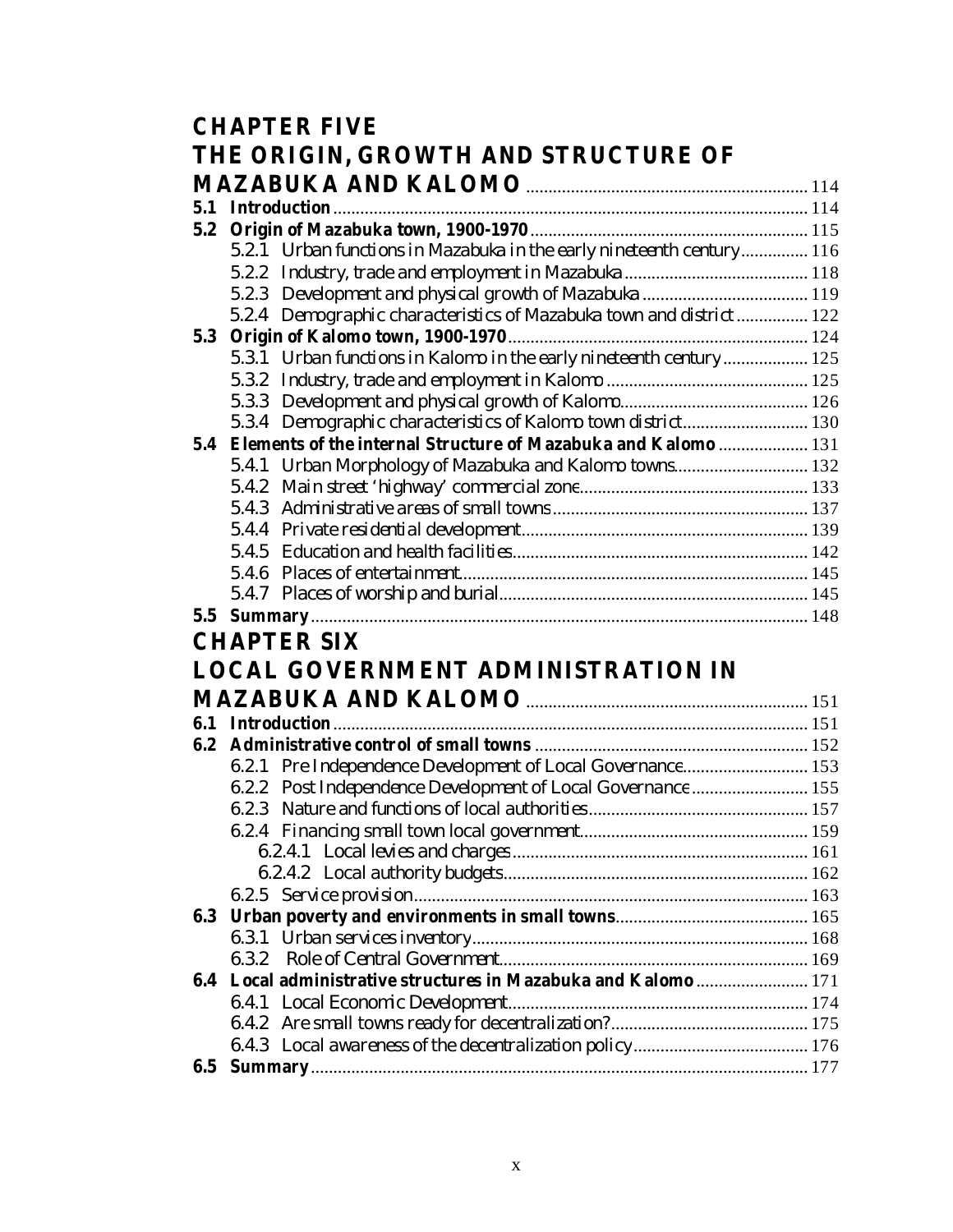## CHAPTER FIVE
## THE ORIGIN, GROWTH AND STRUCTURE OF MAZABUKA AND KALOMO .......... 114

**5.1 Introduction** .......... 114

**5.2 Origin of Mazabuka town, 1900-1970** .......... 115

- 5.2.1 Urban functions in Mazabuka in the early nineteenth century .......... 116
- 5.2.2 Industry, trade and employment in Mazabuka .......... 118
- 5.2.3 Development and physical growth of Mazabuka .......... 119
- 5.2.4 Demographic characteristics of Mazabuka town and district .......... 122

**5.3 Origin of Kalomo town, 1900-1970** .......... 124

- 5.3.1 Urban functions in Kalomo in the early nineteenth century .......... 125
- 5.3.2 Industry, trade and employment in Kalomo .......... 125
- 5.3.3 Development and physical growth of Kalomo .......... 126
- 5.3.4 Demographic characteristics of Kalomo town district .......... 130

**5.4 Elements of the internal Structure of Mazabuka and Kalomo** .......... 131

- 5.4.1 Urban Morphology of Mazabuka and Kalomo towns .......... 132
- 5.4.2 Main street 'highway' commercial zone .......... 133
- 5.4.3 Administrative areas of small towns .......... 137
- 5.4.4 Private residential development .......... 139
- 5.4.5 Education and health facilities .......... 142
- 5.4.6 Places of entertainment .......... 145
- 5.4.7 Places of worship and burial .......... 145

**5.5 Summary** .......... 148

## CHAPTER SIX
## LOCAL GOVERNMENT ADMINISTRATION IN MAZABUKA AND KALOMO .......... 151

**6.1 Introduction** .......... 151

**6.2 Administrative control of small towns** .......... 152

- 6.2.1 Pre Independence Development of Local Governance .......... 153
- 6.2.2 Post Independence Development of Local Governance .......... 155
- 6.2.3 Nature and functions of local authorities .......... 157
- 6.2.4 Financing small town local government .......... 159
  - 6.2.4.1 Local levies and charges .......... 161
  - 6.2.4.2 Local authority budgets .......... 162
- 6.2.5 Service provision .......... 163

**6.3 Urban poverty and environments in small towns** .......... 165

- 6.3.1 Urban services inventory .......... 168
- 6.3.2 Role of Central Government .......... 169

**6.4 Local administrative structures in Mazabuka and Kalomo** .......... 171

- 6.4.1 Local Economic Development .......... 174
- 6.4.2 Are small towns ready for decentralization? .......... 175
- 6.4.3 Local awareness of the decentralization policy .......... 176

**6.5 Summary** .......... 177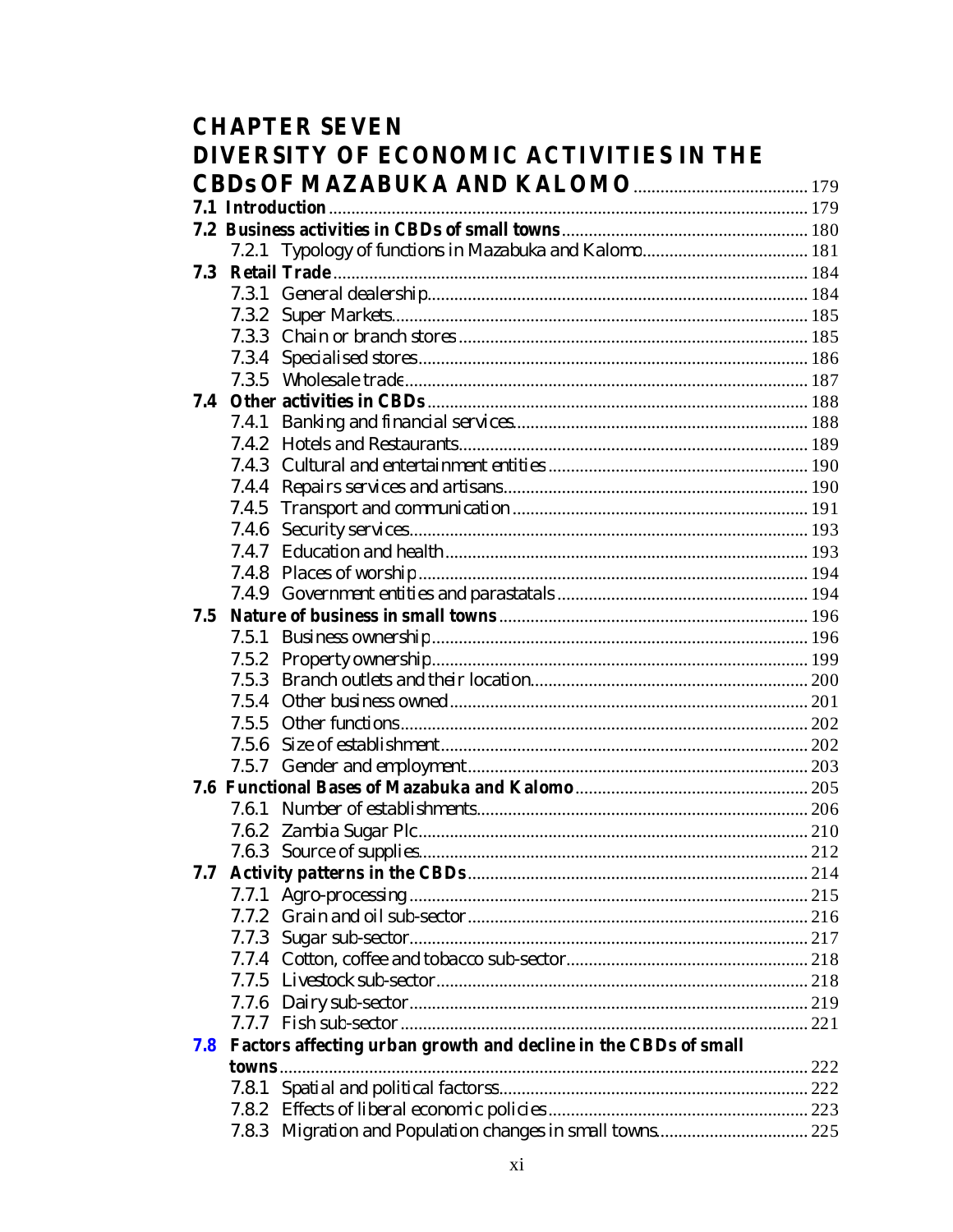**CHAPTER SEVEN**
**DIVERSITY OF ECONOMIC ACTIVITIES IN THE CBDs OF MAZABUKA AND KALOMO** ........ 179

**7.1 Introduction** ........ 179

**7.2 Business activities in CBDs of small towns** ........ 180

- 7.2.1 Typology of functions in Mazabuka and Kalomo ........ 181

**7.3 Retail Trade** ........ 184

- 7.3.1 General dealership ........ 184
- 7.3.2 Super Markets ........ 185
- 7.3.3 Chain or branch stores ........ 185
- 7.3.4 Specialised stores ........ 186
- 7.3.5 Wholesale trade ........ 187

**7.4 Other activities in CBDs** ........ 188

- 7.4.1 Banking and financial services ........ 188
- 7.4.2 Hotels and Restaurants ........ 189
- 7.4.3 Cultural and entertainment entities ........ 190
- 7.4.4 Repairs services and artisans ........ 190
- 7.4.5 Transport and communication ........ 191
- 7.4.6 Security services ........ 193
- 7.4.7 Education and health ........ 193
- 7.4.8 Places of worship ........ 194
- 7.4.9 Government entities and parastatals ........ 194

**7.5 Nature of business in small towns** ........ 196

- 7.5.1 Business ownership ........ 196
- 7.5.2 Property ownership ........ 199
- 7.5.3 Branch outlets and their location ........ 200
- 7.5.4 Other business owned ........ 201
- 7.5.5 Other functions ........ 202
- 7.5.6 Size of establishment ........ 202
- 7.5.7 Gender and employment ........ 203

**7.6 Functional Bases of Mazabuka and Kalomo** ........ 205

- 7.6.1 Number of establishments ........ 206
- 7.6.2 Zambia Sugar Plc ........ 210
- 7.6.3 Source of supplies ........ 212

**7.7 Activity patterns in the CBDs** ........ 214

- 7.7.1 Agro-processing ........ 215
- 7.7.2 Grain and oil sub-sector ........ 216
- 7.7.3 Sugar sub-sector ........ 217
- 7.7.4 Cotton, coffee and tobacco sub-sector ........ 218
- 7.7.5 Livestock sub-sector ........ 218
- 7.7.6 Dairy sub-sector ........ 219
- 7.7.7 Fish sub-sector ........ 221

**7.8 Factors affecting urban growth and decline in the CBDs of small towns** ........ 222

- 7.8.1 Spatial and political factorss ........ 222
- 7.8.2 Effects of liberal economic policies ........ 223
- 7.8.3 Migration and Population changes in small towns ........ 225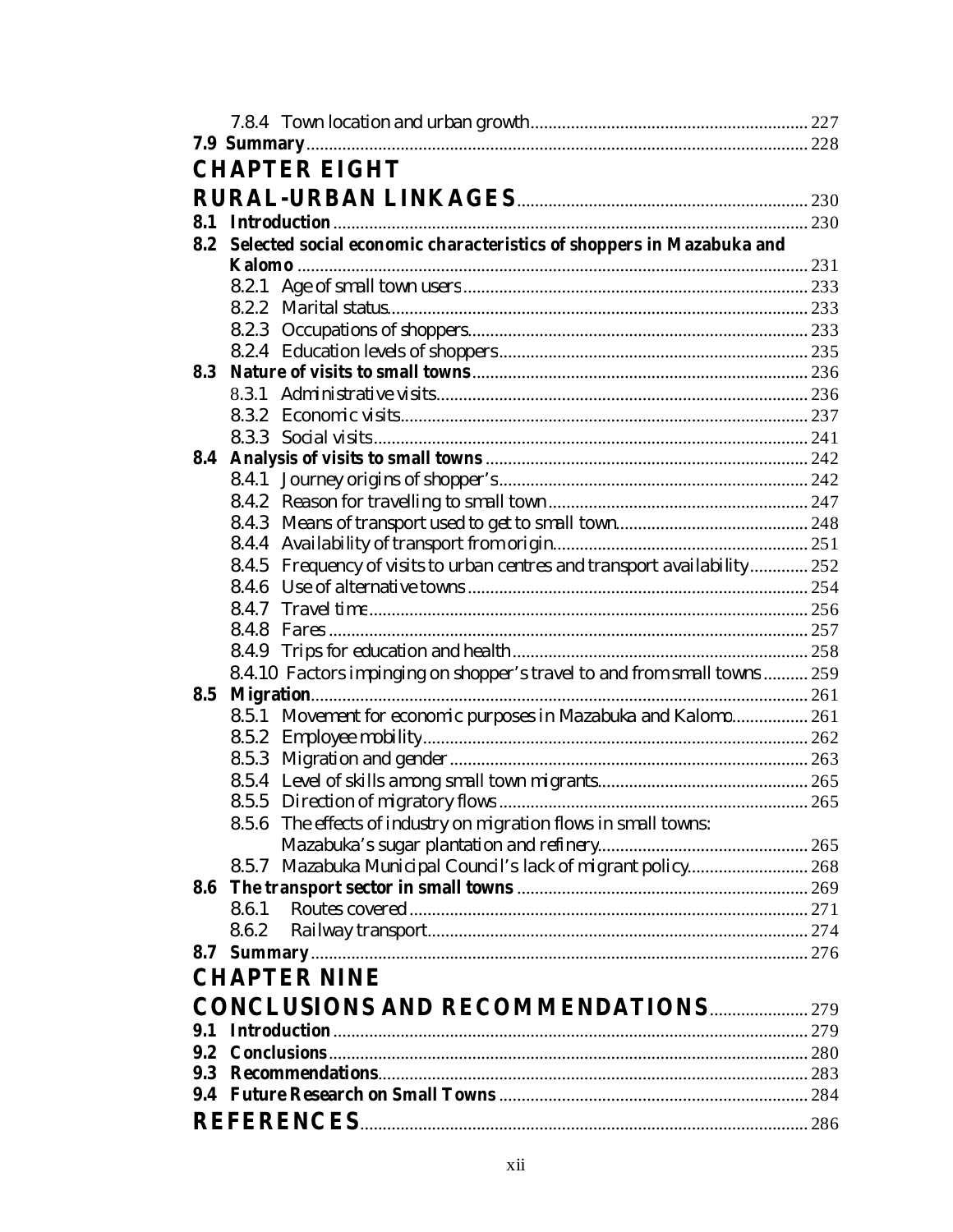7.8.4 Town location and urban growth ............................................................. 227

**7.9 Summary** ............................................................................................................ 228

## CHAPTER EIGHT

## RURAL-URBAN LINKAGES ................................................................ 230

**8.1 Introduction** ......................................................................................................... 230

**8.2 Selected social economic characteristics of shoppers in Mazabuka and Kalomo** ................................................................................................................ 231

8.2.1 Age of small town users ............................................................................ 233

8.2.2 Marital status ............................................................................................ 233

8.2.3 Occupations of shoppers ........................................................................... 233

8.2.4 Education levels of shoppers ..................................................................... 235

**8.3 Nature of visits to small towns** .......................................................................... 236

8.3.1 Administrative visits .................................................................................. 236

8.3.2 Economic visits .......................................................................................... 237

8.3.3 Social visits ................................................................................................ 241

**8.4 Analysis of visits to small towns** ....................................................................... 242

8.4.1 Journey origins of shopper's ..................................................................... 242

8.4.2 Reason for travelling to small town .......................................................... 247

8.4.3 Means of transport used to get to small town ........................................... 248

8.4.4 Availability of transport from origin ......................................................... 251

8.4.5 Frequency of visits to urban centres and transport availability ............. 252

8.4.6 Use of alternative towns ........................................................................... 254

8.4.7 Travel time ................................................................................................ 256

8.4.8 Fares .......................................................................................................... 257

8.4.9 Trips for education and health .................................................................. 258

8.4.10 Factors impinging on shopper's travel to and from small towns .......... 259

**8.5 Migration** ............................................................................................................. 261

8.5.1 Movement for economic purposes in Mazabuka and Kalomo ................. 261

8.5.2 Employee mobility ..................................................................................... 262

8.5.3 Migration and gender ................................................................................ 263

8.5.4 Level of skills among small town migrants ............................................... 265

8.5.5 Direction of migratory flows ..................................................................... 265

8.5.6 The effects of industry on migration flows in small towns: Mazabuka's sugar plantation and refinery .............................................. 265

8.5.7 Mazabuka Municipal Council's lack of migrant policy ........................... 268

**8.6 The transport sector in small towns** ................................................................ 269

8.6.1 Routes covered ........................................................................................ 271

8.6.2 Railway transport ..................................................................................... 274

**8.7 Summary** .............................................................................................................. 276

## CHAPTER NINE

## CONCLUSIONS AND RECOMMENDATIONS ..................... 279

**9.1 Introduction** ......................................................................................................... 279

**9.2 Conclusions** ......................................................................................................... 280

**9.3 Recommendations** ............................................................................................... 283

**9.4 Future Research on Small Towns** .................................................................... 284

## REFERENCES .................................................................................................. 286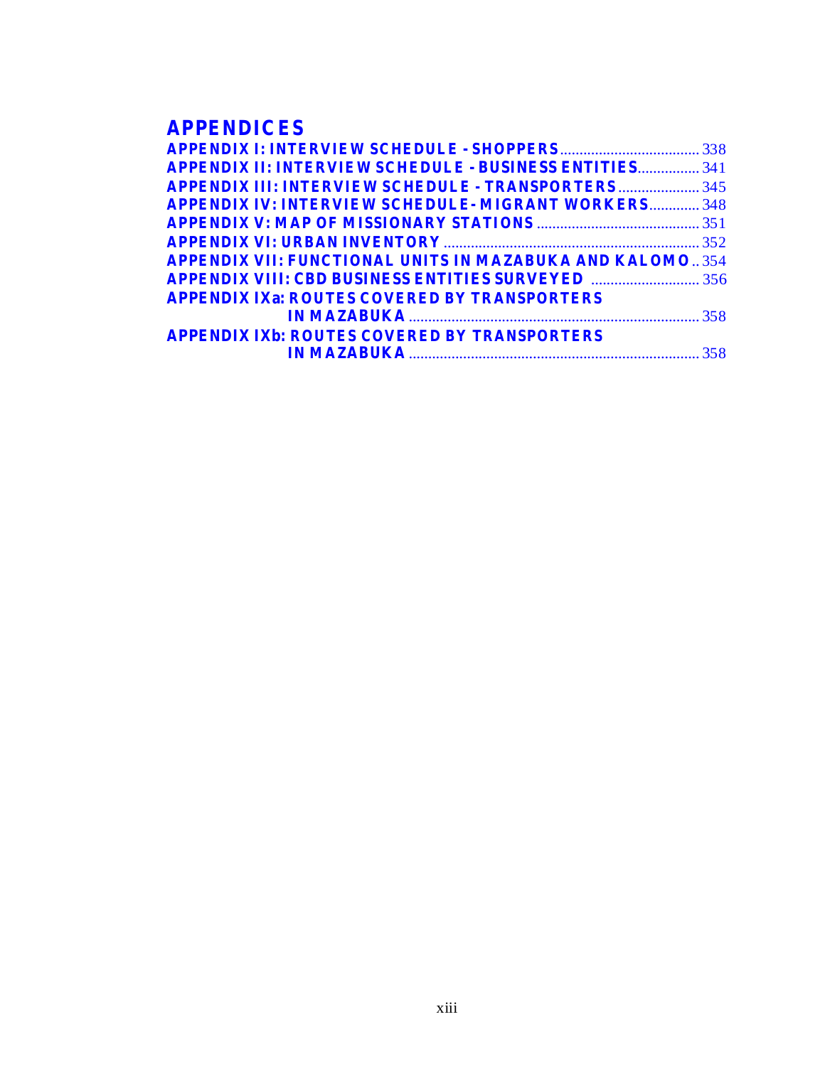# APPENDICES

APPENDIX I: INTERVIEW SCHEDULE - SHOPPERS .................................... 338
APPENDIX II: INTERVIEW SCHEDULE - BUSINESS ENTITIES ................ 341
APPENDIX III: INTERVIEW SCHEDULE - TRANSPORTERS ..................... 345
APPENDIX IV: INTERVIEW SCHEDULE-MIGRANT WORKERS ............. 348
APPENDIX V: MAP OF MISSIONARY STATIONS ............................................ 351
APPENDIX VI: URBAN INVENTORY ................................................................. 352
APPENDIX VII: FUNCTIONAL UNITS IN MAZABUKA AND KALOMO .. 354
APPENDIX VIII: CBD BUSINESS ENTITIES SURVEYED ............................ 356
APPENDIX IXa: ROUTES COVERED BY TRANSPORTERS IN MAZABUKA ........................................................................... 358
APPENDIX IXb: ROUTES COVERED BY TRANSPORTERS IN MAZABUKA ........................................................................... 358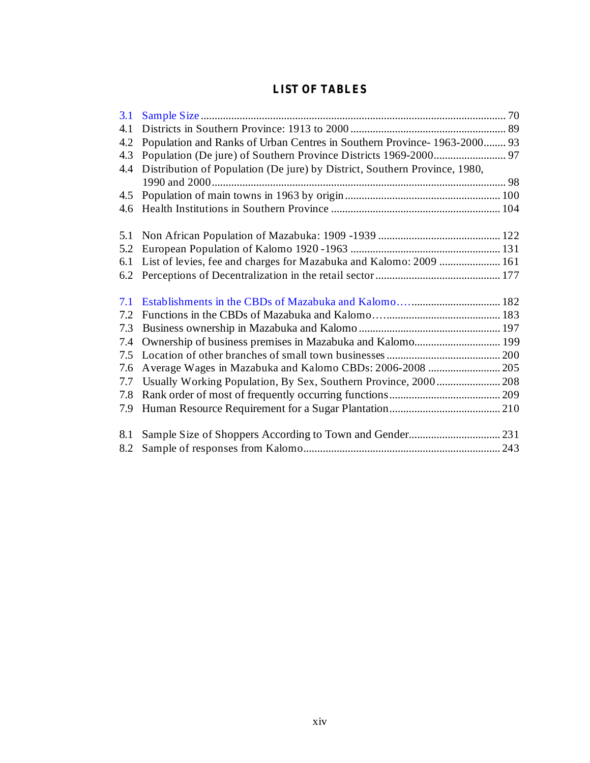## LIST OF TABLES

3.1 Sample Size ............................................................................................................. 70
4.1 Districts in Southern Province: 1913 to 2000 ........................................................ 89
4.2 Population and Ranks of Urban Centres in Southern Province- 1963-2000........ 93
4.3 Population (De jure) of Southern Province Districts 1969-2000.......................... 97
4.4 Distribution of Population (De jure) by District, Southern Province, 1980, 1990 and 2000......................................................................................................... 98
4.5 Population of main towns in 1963 by origin........................................................ 100
4.6 Health Institutions in Southern Province ............................................................ 104

5.1 Non African Population of Mazabuka: 1909 -1939 ............................................ 122
5.2 European Population of Kalomo 1920 -1963 ...................................................... 131
6.1 List of levies, fee and charges for Mazabuka and Kalomo: 2009 ...................... 161
6.2 Perceptions of Decentralization in the retail sector ............................................. 177

7.1 Establishments in the CBDs of Mazabuka and Kalomo…................................ 182
7.2 Functions in the CBDs of Mazabuka and Kalomo…......................................... 183
7.3 Business ownership in Mazabuka and Kalomo .................................................. 197
7.4 Ownership of business premises in Mazabuka and Kalomo............................... 199
7.5 Location of other branches of small town businesses ......................................... 200
7.6 Average Wages in Mazabuka and Kalomo CBDs: 2006-2008 .......................... 205
7.7 Usually Working Population, By Sex, Southern Province, 2000 ....................... 208
7.8 Rank order of most of frequently occurring functions........................................ 209
7.9 Human Resource Requirement for a Sugar Plantation........................................ 210

8.1 Sample Size of Shoppers According to Town and Gender................................. 231
8.2 Sample of responses from Kalomo...................................................................... 243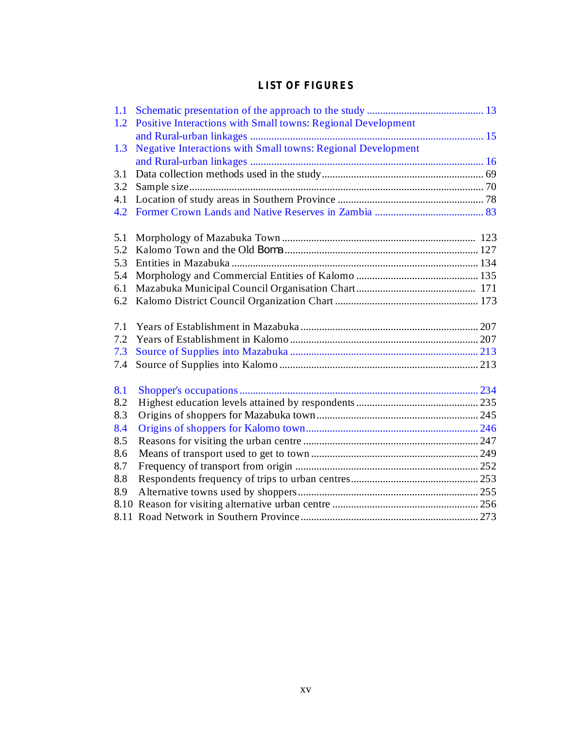## LIST OF FIGURES

1.1 Schematic presentation of the approach to the study ............................................ 13
1.2 Positive Interactions with Small towns: Regional Development and Rural-urban linkages ....................................................................................... 15
1.3 Negative Interactions with Small towns: Regional Development and Rural-urban linkages ....................................................................................... 16
3.1 Data collection methods used in the study ............................................................ 69
3.2 Sample size .............................................................................................................. 70
4.1 Location of study areas in Southern Province ....................................................... 78
4.2 Former Crown Lands and Native Reserves in Zambia ......................................... 83

5.1 Morphology of Mazabuka Town ......................................................................... 123
5.2 Kalomo Town and the Old *Boma* ........................................................................ 127
5.3 Entities in Mazabuka ............................................................................................ 134
5.4 Morphology and Commercial Entities of Kalomo .............................................. 135
6.1 Mazabuka Municipal Council Organisation Chart ............................................. 171
6.2 Kalomo District Council Organization Chart ..................................................... 173

7.1 Years of Establishment in Mazabuka .................................................................. 207
7.2 Years of Establishment in Kalomo ...................................................................... 207
7.3 Source of Supplies into Mazabuka ...................................................................... 213
7.4 Source of Supplies into Kalomo .......................................................................... 213

8.1 Shopper's occupations ......................................................................................... 234
8.2 Highest education levels attained by respondents ............................................. 235
8.3 Origins of shoppers for Mazabuka town ............................................................. 245
8.4 Origins of shoppers for Kalomo town ................................................................. 246
8.5 Reasons for visiting the urban centre ................................................................. 247
8.6 Means of transport used to get to town ............................................................... 249
8.7 Frequency of transport from origin ..................................................................... 252
8.8 Respondents frequency of trips to urban centres................................................ 253
8.9 Alternative towns used by shoppers .................................................................... 255
8.10 Reason for visiting alternative urban centre ....................................................... 256
8.11 Road Network in Southern Province .................................................................. 273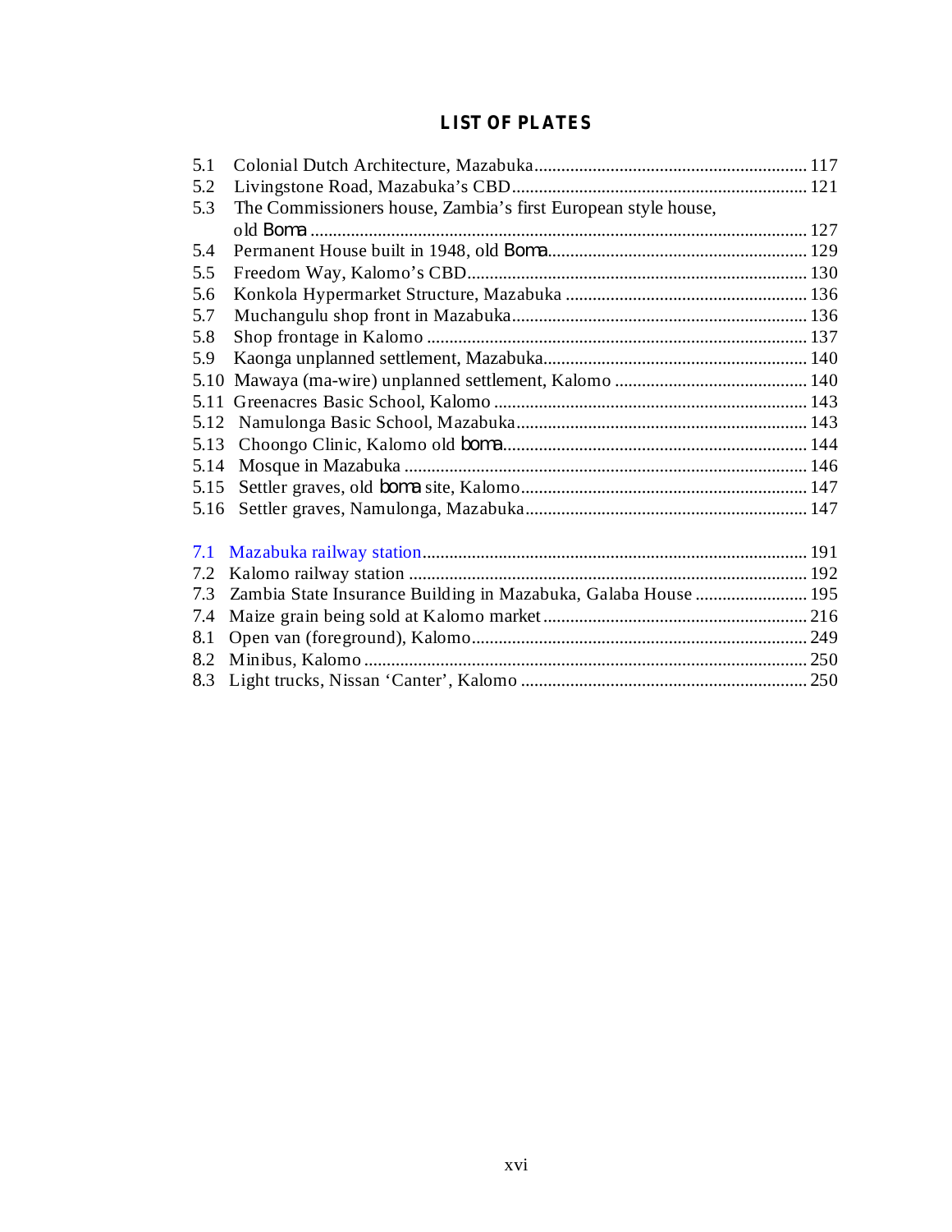## LIST OF PLATES

5.1 Colonial Dutch Architecture, Mazabuka ........ 117
5.2 Livingstone Road, Mazabuka's CBD ........ 121
5.3 The Commissioners house, Zambia's first European style house, old *Boma* ........ 127
5.4 Permanent House built in 1948, old *Boma* ........ 129
5.5 Freedom Way, Kalomo's CBD ........ 130
5.6 Konkola Hypermarket Structure, Mazabuka ........ 136
5.7 Muchangulu shop front in Mazabuka ........ 136
5.8 Shop frontage in Kalomo ........ 137
5.9 Kaonga unplanned settlement, Mazabuka ........ 140
5.10 Mawaya (ma-wire) unplanned settlement, Kalomo ........ 140
5.11 Greenacres Basic School, Kalomo ........ 143
5.12 Namulonga Basic School, Mazabuka ........ 143
5.13 Choongo Clinic, Kalomo old *boma* ........ 144
5.14 Mosque in Mazabuka ........ 146
5.15 Settler graves, old *boma* site, Kalomo ........ 147
5.16 Settler graves, Namulonga, Mazabuka ........ 147

7.1 Mazabuka railway station ........ 191
7.2 Kalomo railway station ........ 192
7.3 Zambia State Insurance Building in Mazabuka, Galaba House ........ 195
7.4 Maize grain being sold at Kalomo market ........ 216
8.1 Open van (foreground), Kalomo ........ 249
8.2 Minibus, Kalomo ........ 250
8.3 Light trucks, Nissan 'Canter', Kalomo ........ 250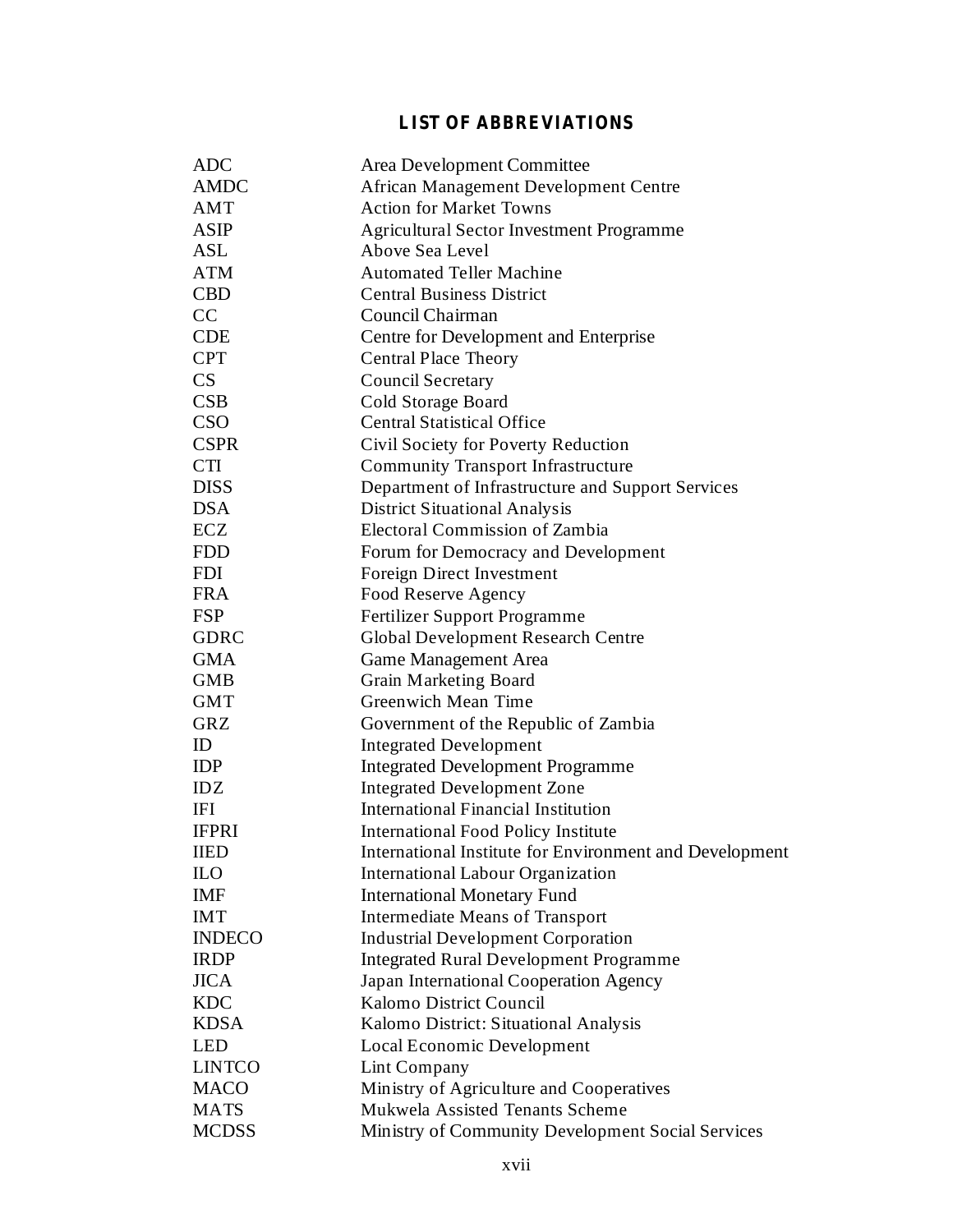## LIST OF ABBREVIATIONS

| | |
|---|---|
| ADC | Area Development Committee |
| AMDC | African Management Development Centre |
| AMT | Action for Market Towns |
| ASIP | Agricultural Sector Investment Programme |
| ASL | Above Sea Level |
| ATM | Automated Teller Machine |
| CBD | Central Business District |
| CC | Council Chairman |
| CDE | Centre for Development and Enterprise |
| CPT | Central Place Theory |
| CS | Council Secretary |
| CSB | Cold Storage Board |
| CSO | Central Statistical Office |
| CSPR | Civil Society for Poverty Reduction |
| CTI | Community Transport Infrastructure |
| DISS | Department of Infrastructure and Support Services |
| DSA | District Situational Analysis |
| ECZ | Electoral Commission of Zambia |
| FDD | Forum for Democracy and Development |
| FDI | Foreign Direct Investment |
| FRA | Food Reserve Agency |
| FSP | Fertilizer Support Programme |
| GDRC | Global Development Research Centre |
| GMA | Game Management Area |
| GMB | Grain Marketing Board |
| GMT | Greenwich Mean Time |
| GRZ | Government of the Republic of Zambia |
| ID | Integrated Development |
| IDP | Integrated Development Programme |
| IDZ | Integrated Development Zone |
| IFI | International Financial Institution |
| IFPRI | International Food Policy Institute |
| IIED | International Institute for Environment and Development |
| ILO | International Labour Organization |
| IMF | International Monetary Fund |
| IMT | Intermediate Means of Transport |
| INDECO | Industrial Development Corporation |
| IRDP | Integrated Rural Development Programme |
| JICA | Japan International Cooperation Agency |
| KDC | Kalomo District Council |
| KDSA | Kalomo District: Situational Analysis |
| LED | Local Economic Development |
| LINTCO | Lint Company |
| MACO | Ministry of Agriculture and Cooperatives |
| MATS | Mukwela Assisted Tenants Scheme |
| MCDSS | Ministry of Community Development Social Services |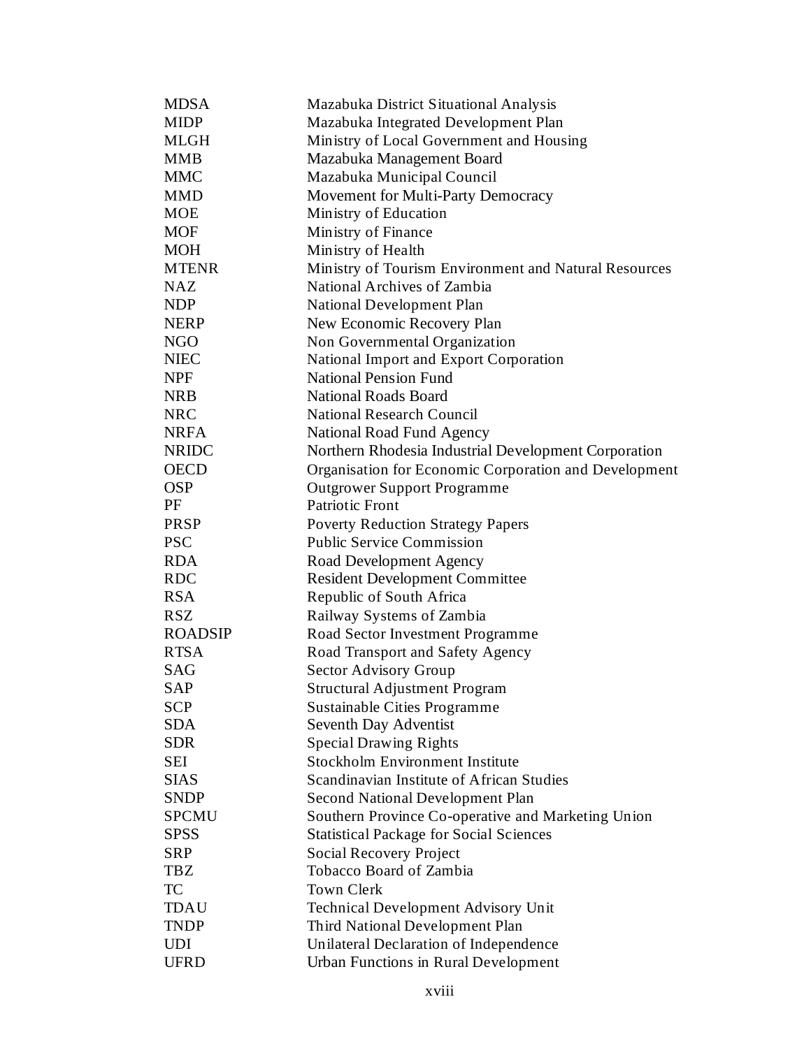| | |
|---|---|
| MDSA | Mazabuka District Situational Analysis |
| MIDP | Mazabuka Integrated Development Plan |
| MLGH | Ministry of Local Government and Housing |
| MMB | Mazabuka Management Board |
| MMC | Mazabuka Municipal Council |
| MMD | Movement for Multi-Party Democracy |
| MOE | Ministry of Education |
| MOF | Ministry of Finance |
| MOH | Ministry of Health |
| MTENR | Ministry of Tourism Environment and Natural Resources |
| NAZ | National Archives of Zambia |
| NDP | National Development Plan |
| NERP | New Economic Recovery Plan |
| NGO | Non Governmental Organization |
| NIEC | National Import and Export Corporation |
| NPF | National Pension Fund |
| NRB | National Roads Board |
| NRC | National Research Council |
| NRFA | National Road Fund Agency |
| NRIDC | Northern Rhodesia Industrial Development Corporation |
| OECD | Organisation for Economic Corporation and Development |
| OSP | Outgrower Support Programme |
| PF | Patriotic Front |
| PRSP | Poverty Reduction Strategy Papers |
| PSC | Public Service Commission |
| RDA | Road Development Agency |
| RDC | Resident Development Committee |
| RSA | Republic of South Africa |
| RSZ | Railway Systems of Zambia |
| ROADSIP | Road Sector Investment Programme |
| RTSA | Road Transport and Safety Agency |
| SAG | Sector Advisory Group |
| SAP | Structural Adjustment Program |
| SCP | Sustainable Cities Programme |
| SDA | Seventh Day Adventist |
| SDR | Special Drawing Rights |
| SEI | Stockholm Environment Institute |
| SIAS | Scandinavian Institute of African Studies |
| SNDP | Second National Development Plan |
| SPCMU | Southern Province Co-operative and Marketing Union |
| SPSS | Statistical Package for Social Sciences |
| SRP | Social Recovery Project |
| TBZ | Tobacco Board of Zambia |
| TC | Town Clerk |
| TDAU | Technical Development Advisory Unit |
| TNDP | Third National Development Plan |
| UDI | Unilateral Declaration of Independence |
| UFRD | Urban Functions in Rural Development |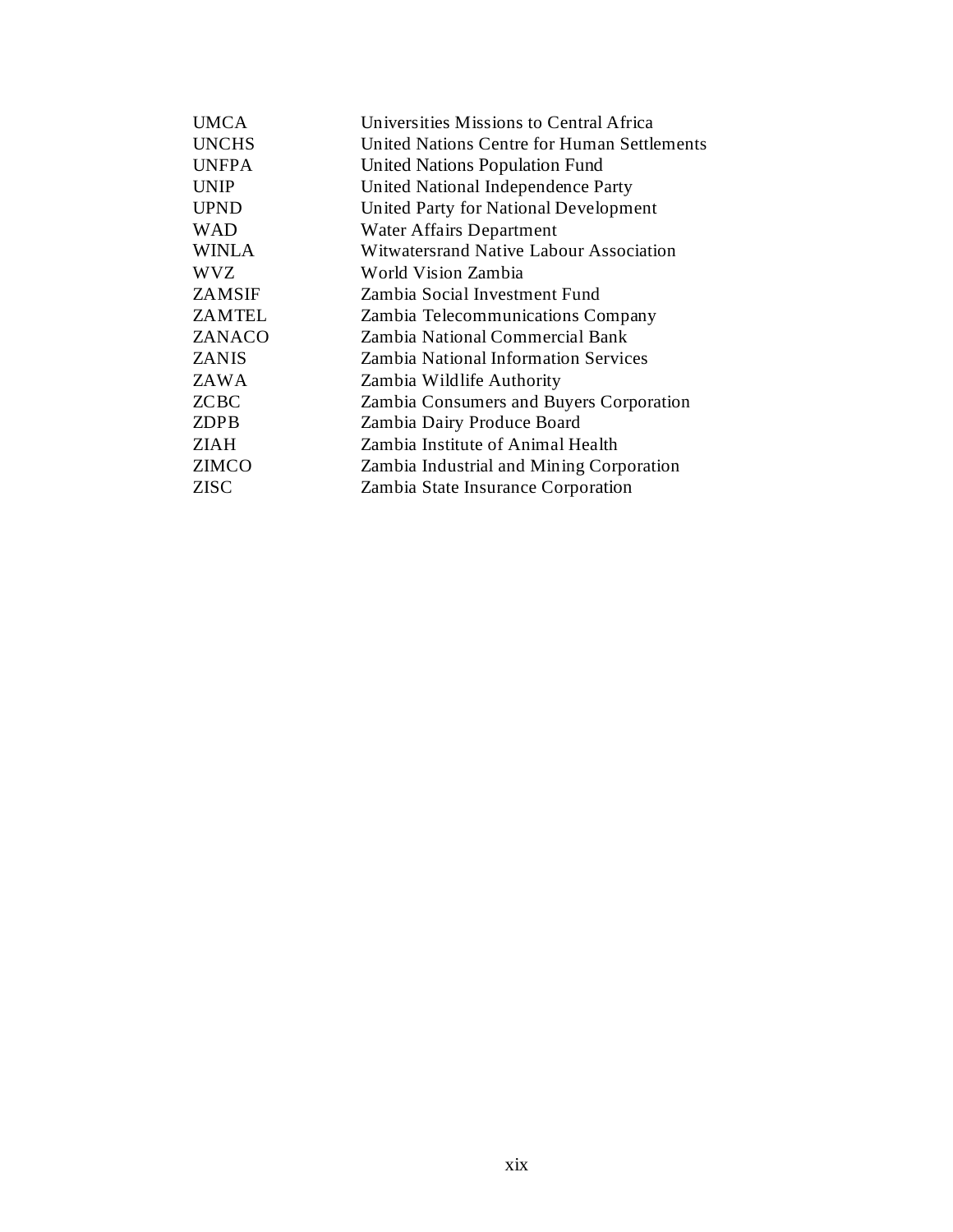| | |
|---|---|
| UMCA | Universities Missions to Central Africa |
| UNCHS | United Nations Centre for Human Settlements |
| UNFPA | United Nations Population Fund |
| UNIP | United National Independence Party |
| UPND | United Party for National Development |
| WAD | Water Affairs Department |
| WINLA | Witwatersrand Native Labour Association |
| WVZ | World Vision Zambia |
| ZAMSIF | Zambia Social Investment Fund |
| ZAMTEL | Zambia Telecommunications Company |
| ZANACO | Zambia National Commercial Bank |
| ZANIS | Zambia National Information Services |
| ZAWA | Zambia Wildlife Authority |
| ZCBC | Zambia Consumers and Buyers Corporation |
| ZDPB | Zambia Dairy Produce Board |
| ZIAH | Zambia Institute of Animal Health |
| ZIMCO | Zambia Industrial and Mining Corporation |
| ZISC | Zambia State Insurance Corporation |